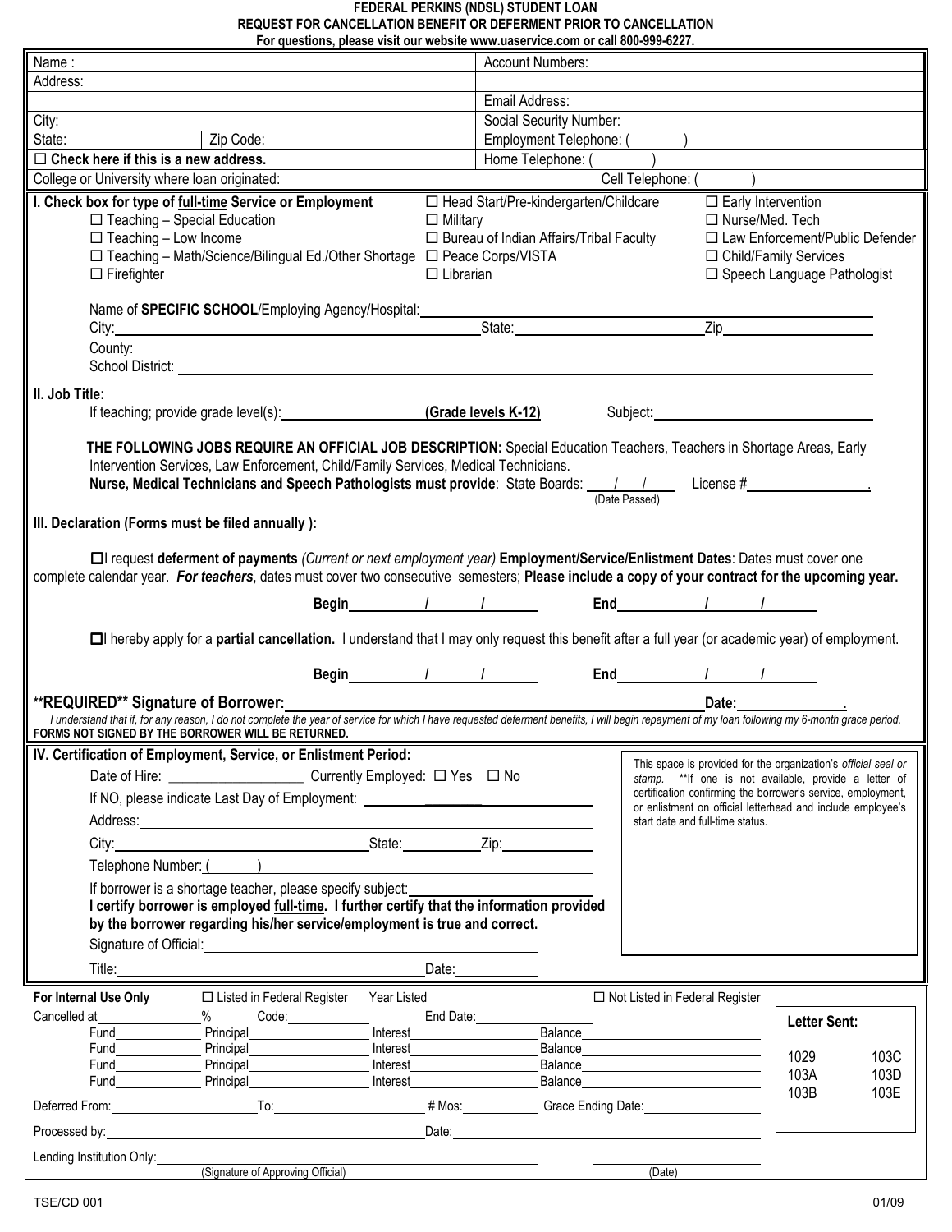# FEDERAL PERKINS (NDSL) STUDENT LOAN
## REQUEST FOR CANCELLATION BENEFIT OR DEFERMENT PRIOR TO CANCELLATION

For questions, please visit our website www.uaservice.com or call 800-999-6227.

| | |
|---|---|
| Name : | Account Numbers: |
| Address: | |
| | Email Address: |
| City: | Social Security Number: |
| State: Zip Code: | Employment Telephone: ( ) |
| ☐ **Check here if this is a new address.** | Home Telephone: ( ) |
| College or University where loan originated: | Cell Telephone: ( ) |

**I. Check box for type of full-time Service or Employment**

- ☐ Teaching – Special Education
- ☐ Teaching – Low Income
- ☐ Teaching – Math/Science/Bilingual Ed./Other Shortage
- ☐ Firefighter
- ☐ Head Start/Pre-kindergarten/Childcare
- ☐ Military
- ☐ Bureau of Indian Affairs/Tribal Faculty
- ☐ Peace Corps/VISTA
- ☐ Librarian
- ☐ Early Intervention
- ☐ Nurse/Med. Tech
- ☐ Law Enforcement/Public Defender
- ☐ Child/Family Services
- ☐ Speech Language Pathologist

Name of **SPECIFIC SCHOOL**/Employing Agency/Hospital: ______________________

City: ______________________ State: ______________ Zip ______________

County: ______________________

School District: ______________________

**II. Job Title:** ______________________

If teaching; provide grade level(s): ______________ **(Grade levels K-12)** Subject**:** ______________

**THE FOLLOWING JOBS REQUIRE AN OFFICIAL JOB DESCRIPTION:** Special Education Teachers, Teachers in Shortage Areas, Early Intervention Services, Law Enforcement, Child/Family Services, Medical Technicians.
**Nurse, Medical Technicians and Speech Pathologists must provide**: State Boards: ___/___/___ (Date Passed) License # ______________.

**III. Declaration (Forms must be filed annually ):**

☐ I request **deferment of payments** *(Current or next employment year)* **Employment/Service/Enlistment Dates**: Dates must cover one complete calendar year. ***For teachers***, dates must cover two consecutive semesters; **Please include a copy of your contract for the upcoming year.**

**Begin** ___/___/___ **End** ___/___/___

☐ I hereby apply for a **partial cancellation.** I understand that I may only request this benefit after a full year (or academic year) of employment.

**Begin** ___/___/___ **End** ___/___/___

**\*\*REQUIRED\*\* Signature of Borrower:** ______________________ **Date:** ______________.

*I understand that if, for any reason, I do not complete the year of service for which I have requested deferment benefits, I will begin repayment of my loan following my 6-month grace period.*
**FORMS NOT SIGNED BY THE BORROWER WILL BE RETURNED.**

**IV. Certification of Employment, Service, or Enlistment Period:**

Date of Hire: ______________ Currently Employed: ☐ Yes ☐ No

If NO, please indicate Last Day of Employment: ______________

Address: ______________________

City: ______________ State: ______ Zip: ______

Telephone Number: ( ) ______________

If borrower is a shortage teacher, please specify subject: ______________

**I certify borrower is employed full-time. I further certify that the information provided by the borrower regarding his/her service/employment is true and correct.**

Signature of Official: ______________________

Title: ______________________ Date: ______________

This space is provided for the organization's *official seal or stamp.* \*\*If one is not available, provide a letter of certification confirming the borrower's service, employment, or enlistment on official letterhead and include employee's start date and full-time status.

**For Internal Use Only** ☐ Listed in Federal Register Year Listed ______ ☐ Not Listed in Federal Register

Cancelled at ______ % Code: ______ End Date: ______

Fund ______ Principal ______ Interest ______ Balance ______
Fund ______ Principal ______ Interest ______ Balance ______
Fund ______ Principal ______ Interest ______ Balance ______
Fund ______ Principal ______ Interest ______ Balance ______

Deferred From: ______ To: ______ # Mos: ______ Grace Ending Date: ______

Processed by: ______________________ Date: ______________

Lending Institution Only: ______________________ (Signature of Approving Official) ______________ (Date)

| **Letter Sent:** | |
|---|---|
| 1029 | 103C |
| 103A | 103D |
| 103B | 103E |

TSE/CD 001 01/09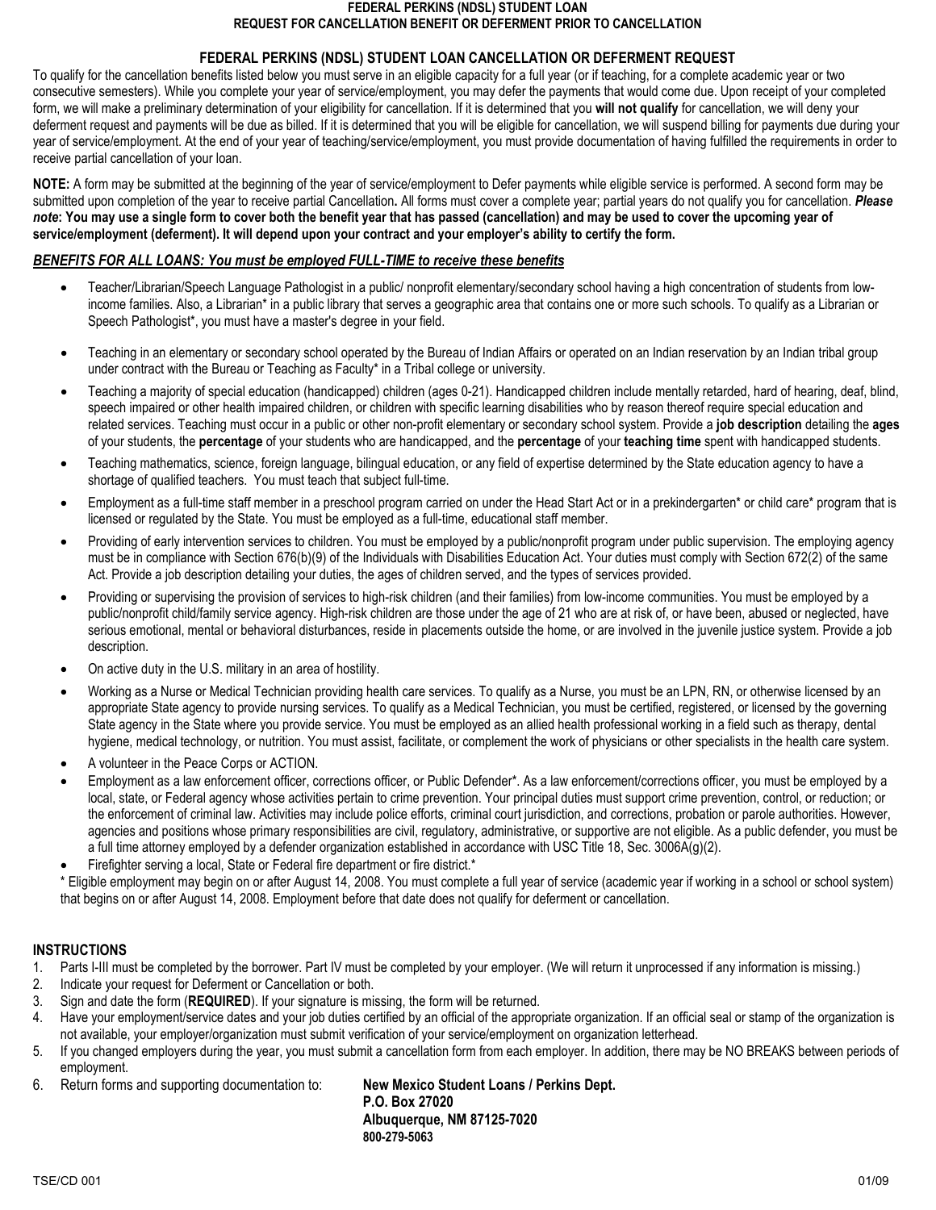**FEDERAL PERKINS (NDSL) STUDENT LOAN**
**REQUEST FOR CANCELLATION BENEFIT OR DEFERMENT PRIOR TO CANCELLATION**

## FEDERAL PERKINS (NDSL) STUDENT LOAN CANCELLATION OR DEFERMENT REQUEST

To qualify for the cancellation benefits listed below you must serve in an eligible capacity for a full year (or if teaching, for a complete academic year or two consecutive semesters). While you complete your year of service/employment, you may defer the payments that would come due. Upon receipt of your completed form, we will make a preliminary determination of your eligibility for cancellation. If it is determined that you **will not qualify** for cancellation, we will deny your deferment request and payments will be due as billed. If it is determined that you will be eligible for cancellation, we will suspend billing for payments due during your year of service/employment. At the end of your year of teaching/service/employment, you must provide documentation of having fulfilled the requirements in order to receive partial cancellation of your loan.

**NOTE:** A form may be submitted at the beginning of the year of service/employment to Defer payments while eligible service is performed. A second form may be submitted upon completion of the year to receive partial Cancellation**.** All forms must cover a complete year; partial years do not qualify you for cancellation. ***Please note*: You may use a single form to cover both the benefit year that has passed (cancellation) and may be used to cover the upcoming year of service/employment (deferment). It will depend upon your contract and your employer's ability to certify the form.**

***BENEFITS FOR ALL LOANS: You must be employed FULL-TIME to receive these benefits***

- Teacher/Librarian/Speech Language Pathologist in a public/ nonprofit elementary/secondary school having a high concentration of students from low-income families. Also, a Librarian* in a public library that serves a geographic area that contains one or more such schools. To qualify as a Librarian or Speech Pathologist*, you must have a master's degree in your field.
- Teaching in an elementary or secondary school operated by the Bureau of Indian Affairs or operated on an Indian reservation by an Indian tribal group under contract with the Bureau or Teaching as Faculty* in a Tribal college or university.
- Teaching a majority of special education (handicapped) children (ages 0-21). Handicapped children include mentally retarded, hard of hearing, deaf, blind, speech impaired or other health impaired children, or children with specific learning disabilities who by reason thereof require special education and related services. Teaching must occur in a public or other non-profit elementary or secondary school system. Provide a **job description** detailing the **ages** of your students, the **percentage** of your students who are handicapped, and the **percentage** of your **teaching time** spent with handicapped students.
- Teaching mathematics, science, foreign language, bilingual education, or any field of expertise determined by the State education agency to have a shortage of qualified teachers. You must teach that subject full-time.
- Employment as a full-time staff member in a preschool program carried on under the Head Start Act or in a prekindergarten* or child care* program that is licensed or regulated by the State. You must be employed as a full-time, educational staff member.
- Providing of early intervention services to children. You must be employed by a public/nonprofit program under public supervision. The employing agency must be in compliance with Section 676(b)(9) of the Individuals with Disabilities Education Act. Your duties must comply with Section 672(2) of the same Act. Provide a job description detailing your duties, the ages of children served, and the types of services provided.
- Providing or supervising the provision of services to high-risk children (and their families) from low-income communities. You must be employed by a public/nonprofit child/family service agency. High-risk children are those under the age of 21 who are at risk of, or have been, abused or neglected, have serious emotional, mental or behavioral disturbances, reside in placements outside the home, or are involved in the juvenile justice system. Provide a job description.
- On active duty in the U.S. military in an area of hostility.
- Working as a Nurse or Medical Technician providing health care services. To qualify as a Nurse, you must be an LPN, RN, or otherwise licensed by an appropriate State agency to provide nursing services. To qualify as a Medical Technician, you must be certified, registered, or licensed by the governing State agency in the State where you provide service. You must be employed as an allied health professional working in a field such as therapy, dental hygiene, medical technology, or nutrition. You must assist, facilitate, or complement the work of physicians or other specialists in the health care system.
- A volunteer in the Peace Corps or ACTION.
- Employment as a law enforcement officer, corrections officer, or Public Defender*. As a law enforcement/corrections officer, you must be employed by a local, state, or Federal agency whose activities pertain to crime prevention. Your principal duties must support crime prevention, control, or reduction; or the enforcement of criminal law. Activities may include police efforts, criminal court jurisdiction, and corrections, probation or parole authorities. However, agencies and positions whose primary responsibilities are civil, regulatory, administrative, or supportive are not eligible. As a public defender, you must be a full time attorney employed by a defender organization established in accordance with USC Title 18, Sec. 3006A(g)(2).
- Firefighter serving a local, State or Federal fire department or fire district.*

\* Eligible employment may begin on or after August 14, 2008. You must complete a full year of service (academic year if working in a school or school system) that begins on or after August 14, 2008. Employment before that date does not qualify for deferment or cancellation.

### INSTRUCTIONS

1. Parts I-III must be completed by the borrower. Part IV must be completed by your employer. (We will return it unprocessed if any information is missing.)
2. Indicate your request for Deferment or Cancellation or both.
3. Sign and date the form (**REQUIRED**). If your signature is missing, the form will be returned.
4. Have your employment/service dates and your job duties certified by an official of the appropriate organization. If an official seal or stamp of the organization is not available, your employer/organization must submit verification of your service/employment on organization letterhead.
5. If you changed employers during the year, you must submit a cancellation form from each employer. In addition, there may be NO BREAKS between periods of employment.
6. Return forms and supporting documentation to: **New Mexico Student Loans / Perkins Dept.**
   **P.O. Box 27020**
   **Albuquerque, NM 87125-7020**
   **800-279-5063**

TSE/CD 001 01/09